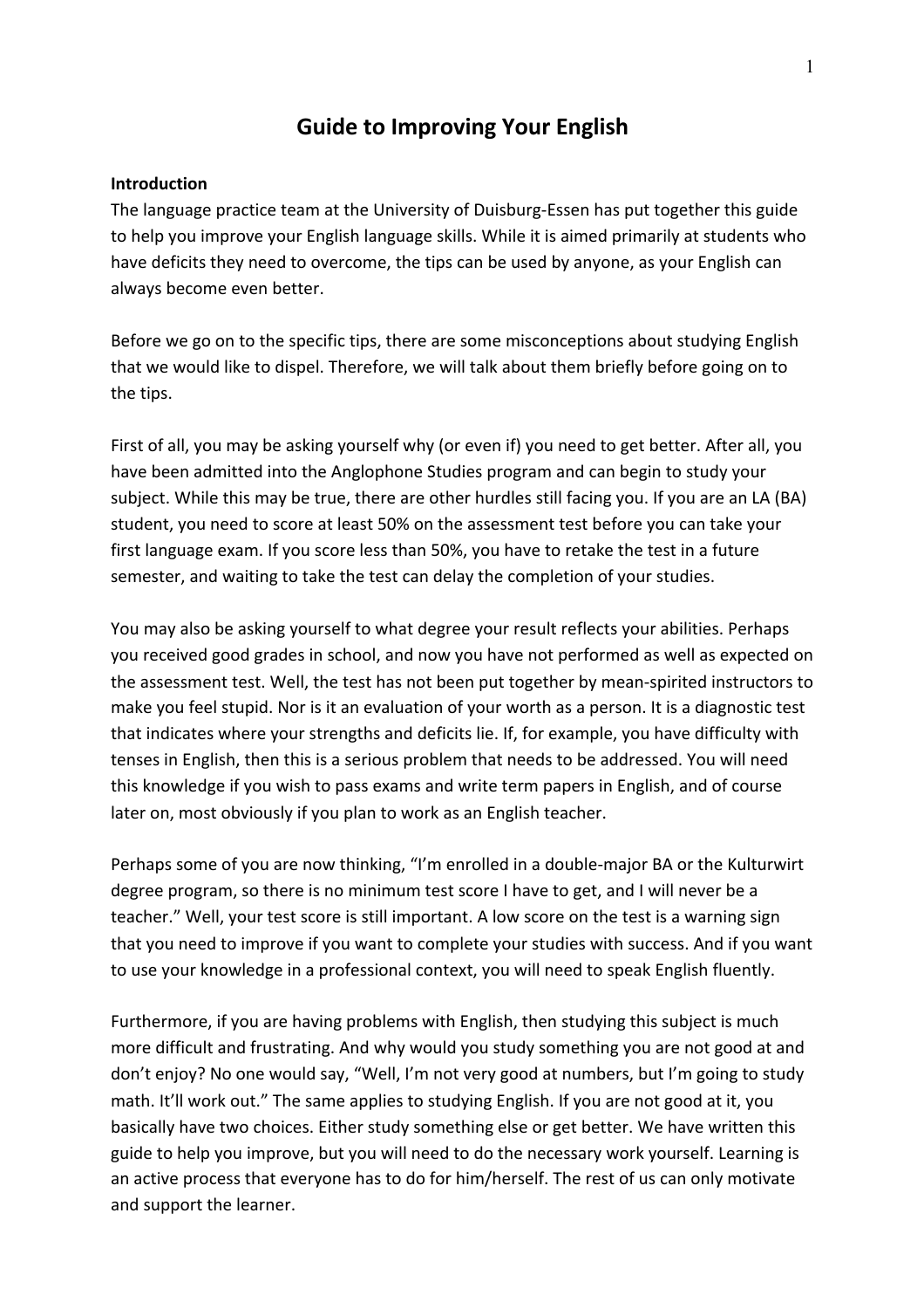# Guide to Improving Your English

**Introduction**

The language practice team at the University of Duisburg-Essen has put together this guide to help you improve your English language skills. While it is aimed primarily at students who have deficits they need to overcome, the tips can be used by anyone, as your English can always become even better.

Before we go on to the specific tips, there are some misconceptions about studying English that we would like to dispel. Therefore, we will talk about them briefly before going on to the tips.

First of all, you may be asking yourself why (or even if) you need to get better. After all, you have been admitted into the Anglophone Studies program and can begin to study your subject. While this may be true, there are other hurdles still facing you. If you are an LA (BA) student, you need to score at least 50% on the assessment test before you can take your first language exam. If you score less than 50%, you have to retake the test in a future semester, and waiting to take the test can delay the completion of your studies.

You may also be asking yourself to what degree your result reflects your abilities. Perhaps you received good grades in school, and now you have not performed as well as expected on the assessment test. Well, the test has not been put together by mean-spirited instructors to make you feel stupid. Nor is it an evaluation of your worth as a person. It is a diagnostic test that indicates where your strengths and deficits lie. If, for example, you have difficulty with tenses in English, then this is a serious problem that needs to be addressed. You will need this knowledge if you wish to pass exams and write term papers in English, and of course later on, most obviously if you plan to work as an English teacher.

Perhaps some of you are now thinking, "I'm enrolled in a double-major BA or the Kulturwirt degree program, so there is no minimum test score I have to get, and I will never be a teacher." Well, your test score is still important. A low score on the test is a warning sign that you need to improve if you want to complete your studies with success. And if you want to use your knowledge in a professional context, you will need to speak English fluently.

Furthermore, if you are having problems with English, then studying this subject is much more difficult and frustrating. And why would you study something you are not good at and don't enjoy? No one would say, "Well, I'm not very good at numbers, but I'm going to study math. It'll work out." The same applies to studying English. If you are not good at it, you basically have two choices. Either study something else or get better. We have written this guide to help you improve, but you will need to do the necessary work yourself. Learning is an active process that everyone has to do for him/herself. The rest of us can only motivate and support the learner.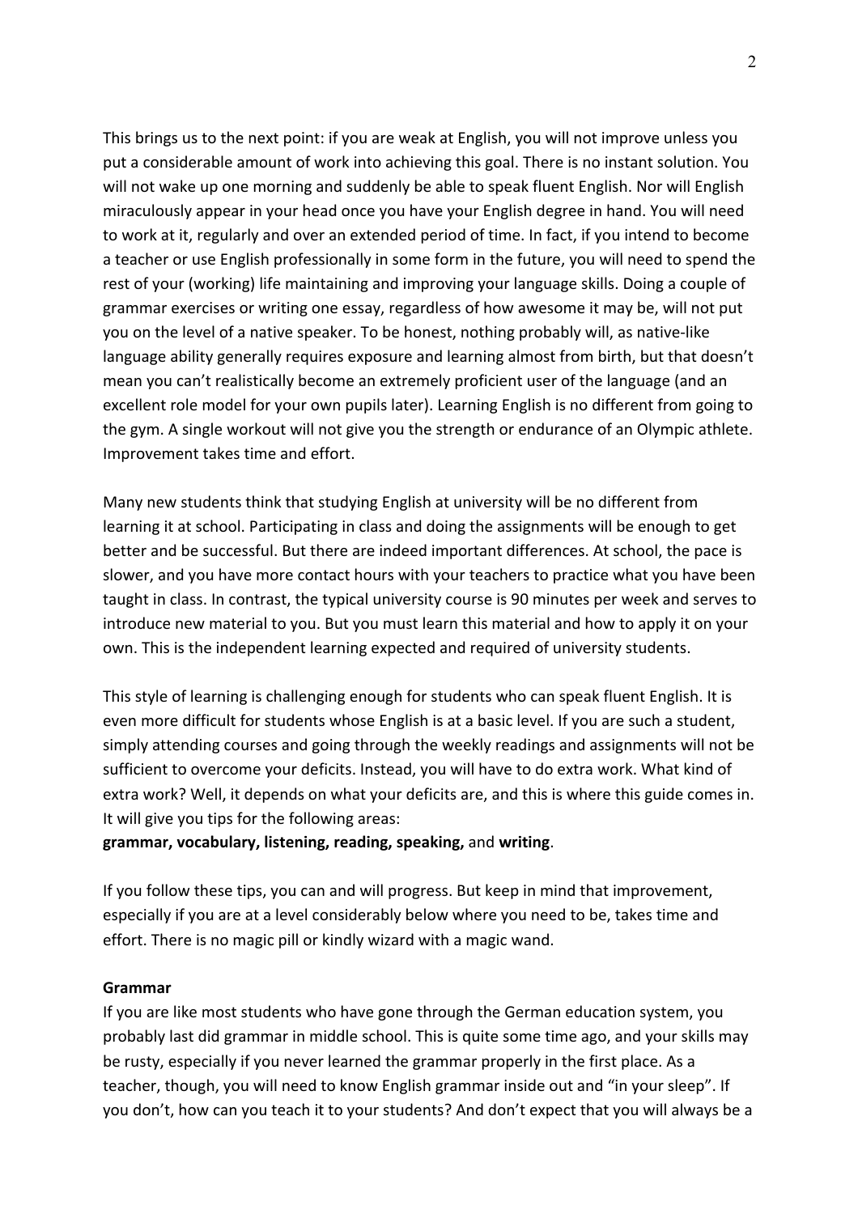This brings us to the next point: if you are weak at English, you will not improve unless you put a considerable amount of work into achieving this goal. There is no instant solution. You will not wake up one morning and suddenly be able to speak fluent English. Nor will English miraculously appear in your head once you have your English degree in hand. You will need to work at it, regularly and over an extended period of time. In fact, if you intend to become a teacher or use English professionally in some form in the future, you will need to spend the rest of your (working) life maintaining and improving your language skills. Doing a couple of grammar exercises or writing one essay, regardless of how awesome it may be, will not put you on the level of a native speaker. To be honest, nothing probably will, as native-like language ability generally requires exposure and learning almost from birth, but that doesn't mean you can't realistically become an extremely proficient user of the language (and an excellent role model for your own pupils later). Learning English is no different from going to the gym. A single workout will not give you the strength or endurance of an Olympic athlete. Improvement takes time and effort.

Many new students think that studying English at university will be no different from learning it at school. Participating in class and doing the assignments will be enough to get better and be successful. But there are indeed important differences. At school, the pace is slower, and you have more contact hours with your teachers to practice what you have been taught in class. In contrast, the typical university course is 90 minutes per week and serves to introduce new material to you. But you must learn this material and how to apply it on your own. This is the independent learning expected and required of university students.

This style of learning is challenging enough for students who can speak fluent English. It is even more difficult for students whose English is at a basic level. If you are such a student, simply attending courses and going through the weekly readings and assignments will not be sufficient to overcome your deficits. Instead, you will have to do extra work. What kind of extra work? Well, it depends on what your deficits are, and this is where this guide comes in. It will give you tips for the following areas:
**grammar, vocabulary, listening, reading, speaking,** and **writing**.

If you follow these tips, you can and will progress. But keep in mind that improvement, especially if you are at a level considerably below where you need to be, takes time and effort. There is no magic pill or kindly wizard with a magic wand.

**Grammar**

If you are like most students who have gone through the German education system, you probably last did grammar in middle school. This is quite some time ago, and your skills may be rusty, especially if you never learned the grammar properly in the first place. As a teacher, though, you will need to know English grammar inside out and "in your sleep". If you don't, how can you teach it to your students? And don't expect that you will always be a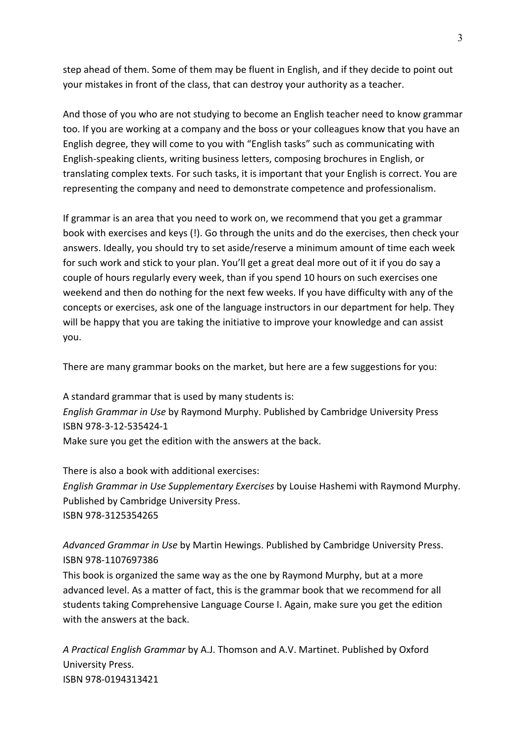step ahead of them. Some of them may be fluent in English, and if they decide to point out your mistakes in front of the class, that can destroy your authority as a teacher.

And those of you who are not studying to become an English teacher need to know grammar too. If you are working at a company and the boss or your colleagues know that you have an English degree, they will come to you with "English tasks" such as communicating with English-speaking clients, writing business letters, composing brochures in English, or translating complex texts. For such tasks, it is important that your English is correct. You are representing the company and need to demonstrate competence and professionalism.

If grammar is an area that you need to work on, we recommend that you get a grammar book with exercises and keys (!). Go through the units and do the exercises, then check your answers. Ideally, you should try to set aside/reserve a minimum amount of time each week for such work and stick to your plan. You'll get a great deal more out of it if you do say a couple of hours regularly every week, than if you spend 10 hours on such exercises one weekend and then do nothing for the next few weeks. If you have difficulty with any of the concepts or exercises, ask one of the language instructors in our department for help. They will be happy that you are taking the initiative to improve your knowledge and can assist you.

There are many grammar books on the market, but here are a few suggestions for you:

A standard grammar that is used by many students is:
*English Grammar in Use* by Raymond Murphy. Published by Cambridge University Press
ISBN 978-3-12-535424-1
Make sure you get the edition with the answers at the back.

There is also a book with additional exercises:
*English Grammar in Use Supplementary Exercises* by Louise Hashemi with Raymond Murphy. Published by Cambridge University Press.
ISBN 978-3125354265

*Advanced Grammar in Use* by Martin Hewings. Published by Cambridge University Press.
ISBN 978-1107697386
This book is organized the same way as the one by Raymond Murphy, but at a more advanced level. As a matter of fact, this is the grammar book that we recommend for all students taking Comprehensive Language Course I. Again, make sure you get the edition with the answers at the back.

*A Practical English Grammar* by A.J. Thomson and A.V. Martinet. Published by Oxford University Press.
ISBN 978-0194313421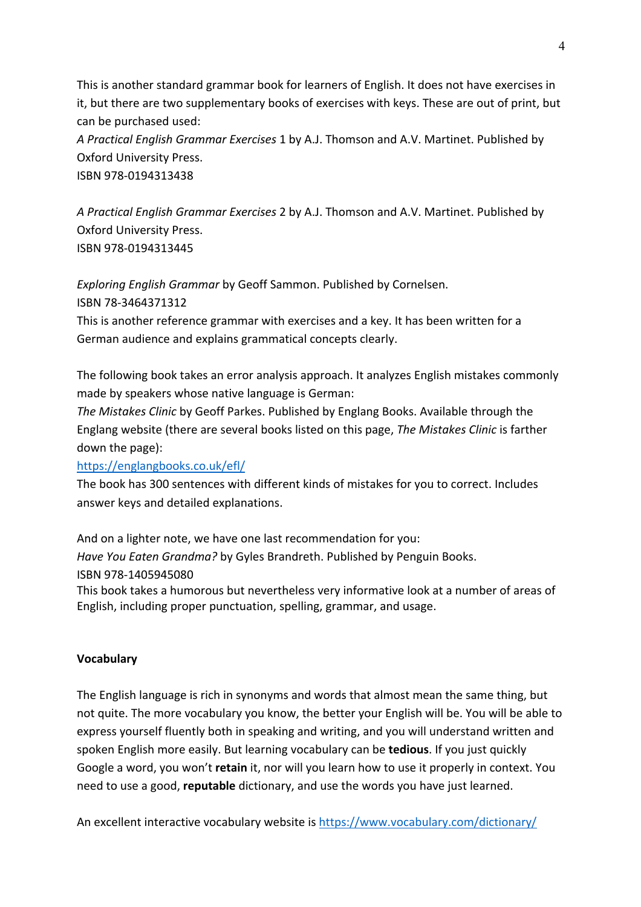This is another standard grammar book for learners of English. It does not have exercises in it, but there are two supplementary books of exercises with keys. These are out of print, but can be purchased used:
*A Practical English Grammar Exercises* 1 by A.J. Thomson and A.V. Martinet. Published by Oxford University Press.
ISBN 978-0194313438

*A Practical English Grammar Exercises* 2 by A.J. Thomson and A.V. Martinet. Published by Oxford University Press.
ISBN 978-0194313445

*Exploring English Grammar* by Geoff Sammon. Published by Cornelsen.
ISBN 78-3464371312
This is another reference grammar with exercises and a key. It has been written for a German audience and explains grammatical concepts clearly.

The following book takes an error analysis approach. It analyzes English mistakes commonly made by speakers whose native language is German:
*The Mistakes Clinic* by Geoff Parkes. Published by Englang Books. Available through the Englang website (there are several books listed on this page, *The Mistakes Clinic* is farther down the page):
https://englangbooks.co.uk/efl/
The book has 300 sentences with different kinds of mistakes for you to correct. Includes answer keys and detailed explanations.

And on a lighter note, we have one last recommendation for you:
*Have You Eaten Grandma?* by Gyles Brandreth. Published by Penguin Books.
ISBN 978-1405945080
This book takes a humorous but nevertheless very informative look at a number of areas of English, including proper punctuation, spelling, grammar, and usage.

**Vocabulary**

The English language is rich in synonyms and words that almost mean the same thing, but not quite. The more vocabulary you know, the better your English will be. You will be able to express yourself fluently both in speaking and writing, and you will understand written and spoken English more easily. But learning vocabulary can be **tedious**. If you just quickly Google a word, you won't **retain** it, nor will you learn how to use it properly in context. You need to use a good, **reputable** dictionary, and use the words you have just learned.

An excellent interactive vocabulary website is https://www.vocabulary.com/dictionary/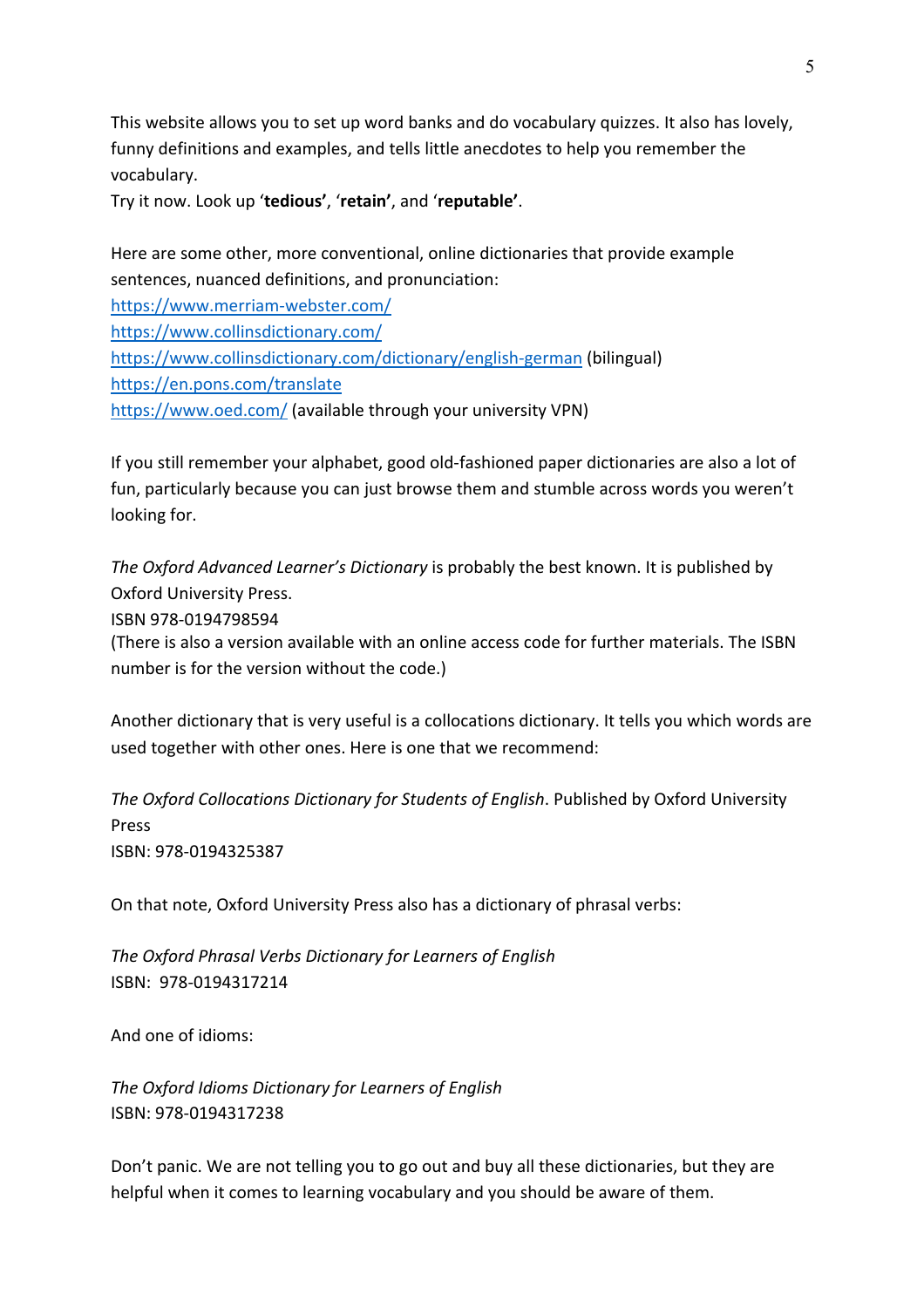This website allows you to set up word banks and do vocabulary quizzes. It also has lovely, funny definitions and examples, and tells little anecdotes to help you remember the vocabulary.
Try it now. Look up '**tedious'**, '**retain'**, and '**reputable'**.

Here are some other, more conventional, online dictionaries that provide example sentences, nuanced definitions, and pronunciation:
https://www.merriam-webster.com/
https://www.collinsdictionary.com/
https://www.collinsdictionary.com/dictionary/english-german (bilingual)
https://en.pons.com/translate
https://www.oed.com/ (available through your university VPN)

If you still remember your alphabet, good old-fashioned paper dictionaries are also a lot of fun, particularly because you can just browse them and stumble across words you weren't looking for.

*The Oxford Advanced Learner's Dictionary* is probably the best known. It is published by Oxford University Press.
ISBN 978-0194798594
(There is also a version available with an online access code for further materials. The ISBN number is for the version without the code.)

Another dictionary that is very useful is a collocations dictionary. It tells you which words are used together with other ones. Here is one that we recommend:

*The Oxford Collocations Dictionary for Students of English*. Published by Oxford University Press
ISBN: 978-0194325387

On that note, Oxford University Press also has a dictionary of phrasal verbs:

*The Oxford Phrasal Verbs Dictionary for Learners of English*
ISBN: 978-0194317214

And one of idioms:

*The Oxford Idioms Dictionary for Learners of English*
ISBN: 978-0194317238

Don't panic. We are not telling you to go out and buy all these dictionaries, but they are helpful when it comes to learning vocabulary and you should be aware of them.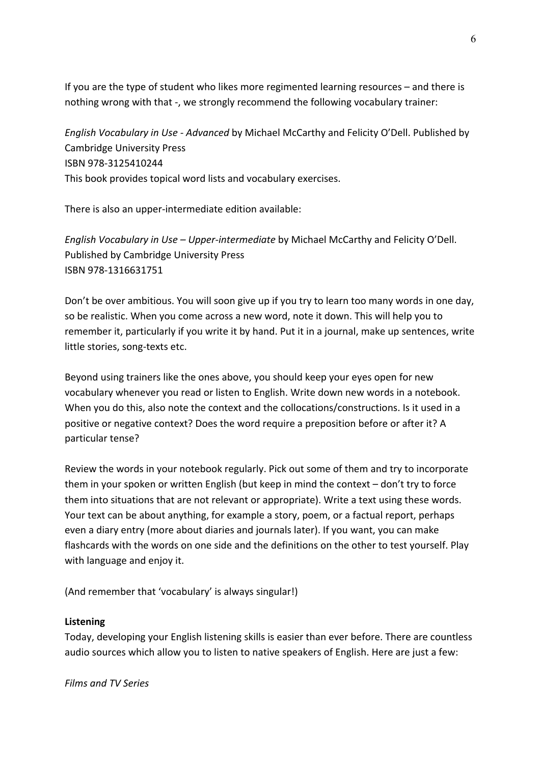If you are the type of student who likes more regimented learning resources – and there is nothing wrong with that -, we strongly recommend the following vocabulary trainer:

*English Vocabulary in Use - Advanced* by Michael McCarthy and Felicity O'Dell. Published by Cambridge University Press
ISBN 978-3125410244
This book provides topical word lists and vocabulary exercises.

There is also an upper-intermediate edition available:

*English Vocabulary in Use – Upper-intermediate* by Michael McCarthy and Felicity O'Dell. Published by Cambridge University Press
ISBN 978-1316631751

Don't be over ambitious. You will soon give up if you try to learn too many words in one day, so be realistic. When you come across a new word, note it down. This will help you to remember it, particularly if you write it by hand. Put it in a journal, make up sentences, write little stories, song-texts etc.

Beyond using trainers like the ones above, you should keep your eyes open for new vocabulary whenever you read or listen to English. Write down new words in a notebook. When you do this, also note the context and the collocations/constructions. Is it used in a positive or negative context? Does the word require a preposition before or after it? A particular tense?

Review the words in your notebook regularly. Pick out some of them and try to incorporate them in your spoken or written English (but keep in mind the context – don't try to force them into situations that are not relevant or appropriate). Write a text using these words. Your text can be about anything, for example a story, poem, or a factual report, perhaps even a diary entry (more about diaries and journals later). If you want, you can make flashcards with the words on one side and the definitions on the other to test yourself. Play with language and enjoy it.

(And remember that 'vocabulary' is always singular!)

**Listening**

Today, developing your English listening skills is easier than ever before. There are countless audio sources which allow you to listen to native speakers of English. Here are just a few:

*Films and TV Series*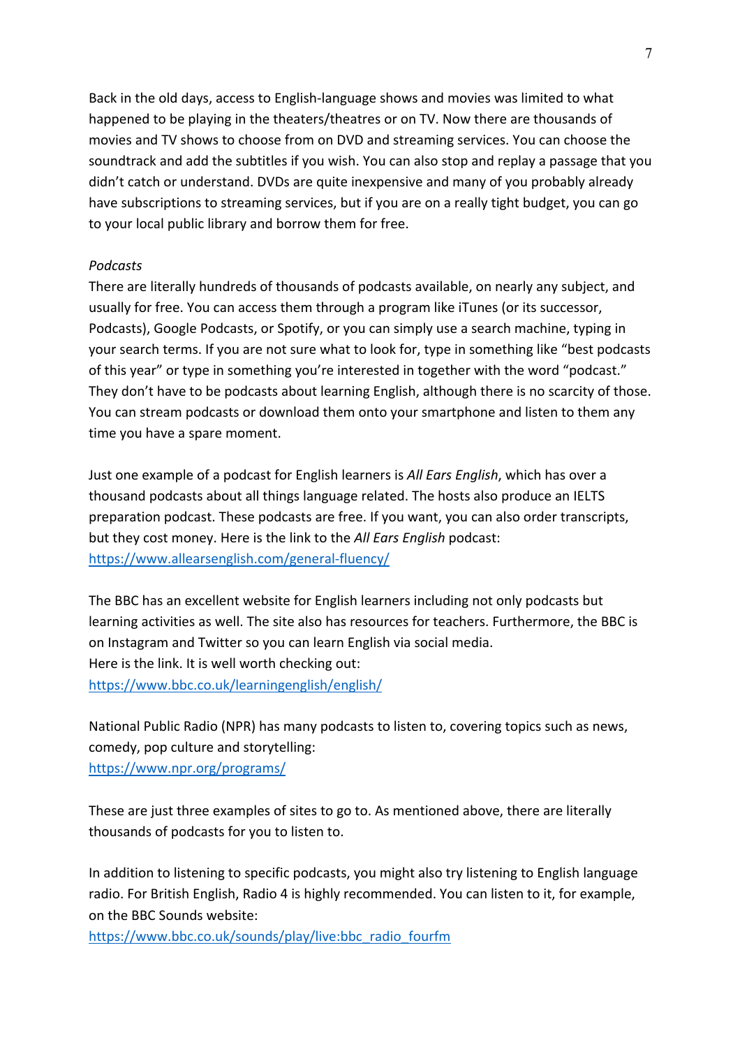Back in the old days, access to English-language shows and movies was limited to what happened to be playing in the theaters/theatres or on TV. Now there are thousands of movies and TV shows to choose from on DVD and streaming services. You can choose the soundtrack and add the subtitles if you wish. You can also stop and replay a passage that you didn't catch or understand. DVDs are quite inexpensive and many of you probably already have subscriptions to streaming services, but if you are on a really tight budget, you can go to your local public library and borrow them for free.

*Podcasts*

There are literally hundreds of thousands of podcasts available, on nearly any subject, and usually for free. You can access them through a program like iTunes (or its successor, Podcasts), Google Podcasts, or Spotify, or you can simply use a search machine, typing in your search terms. If you are not sure what to look for, type in something like "best podcasts of this year" or type in something you're interested in together with the word "podcast." They don't have to be podcasts about learning English, although there is no scarcity of those. You can stream podcasts or download them onto your smartphone and listen to them any time you have a spare moment.

Just one example of a podcast for English learners is *All Ears English*, which has over a thousand podcasts about all things language related. The hosts also produce an IELTS preparation podcast. These podcasts are free. If you want, you can also order transcripts, but they cost money. Here is the link to the *All Ears English* podcast:
https://www.allearsenglish.com/general-fluency/

The BBC has an excellent website for English learners including not only podcasts but learning activities as well. The site also has resources for teachers. Furthermore, the BBC is on Instagram and Twitter so you can learn English via social media.
Here is the link. It is well worth checking out:
https://www.bbc.co.uk/learningenglish/english/

National Public Radio (NPR) has many podcasts to listen to, covering topics such as news, comedy, pop culture and storytelling:
https://www.npr.org/programs/

These are just three examples of sites to go to. As mentioned above, there are literally thousands of podcasts for you to listen to.

In addition to listening to specific podcasts, you might also try listening to English language radio. For British English, Radio 4 is highly recommended. You can listen to it, for example, on the BBC Sounds website:
https://www.bbc.co.uk/sounds/play/live:bbc_radio_fourfm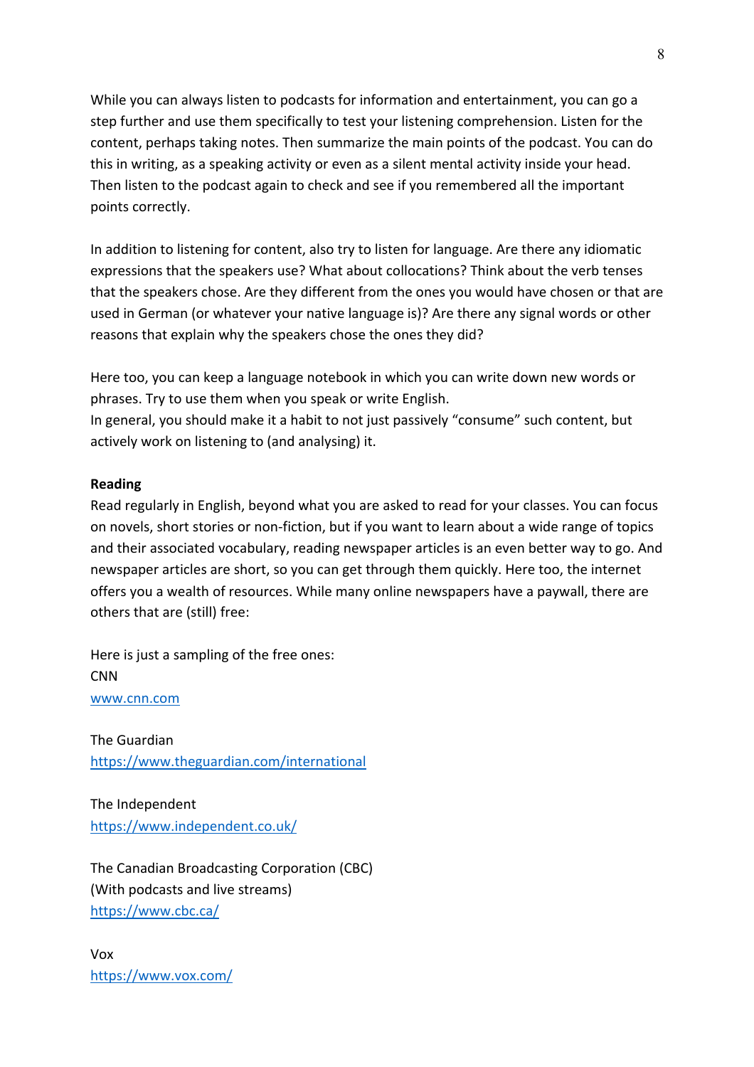While you can always listen to podcasts for information and entertainment, you can go a step further and use them specifically to test your listening comprehension. Listen for the content, perhaps taking notes. Then summarize the main points of the podcast. You can do this in writing, as a speaking activity or even as a silent mental activity inside your head. Then listen to the podcast again to check and see if you remembered all the important points correctly.

In addition to listening for content, also try to listen for language. Are there any idiomatic expressions that the speakers use? What about collocations? Think about the verb tenses that the speakers chose. Are they different from the ones you would have chosen or that are used in German (or whatever your native language is)? Are there any signal words or other reasons that explain why the speakers chose the ones they did?

Here too, you can keep a language notebook in which you can write down new words or phrases. Try to use them when you speak or write English.
In general, you should make it a habit to not just passively "consume" such content, but actively work on listening to (and analysing) it.

**Reading**

Read regularly in English, beyond what you are asked to read for your classes. You can focus on novels, short stories or non-fiction, but if you want to learn about a wide range of topics and their associated vocabulary, reading newspaper articles is an even better way to go. And newspaper articles are short, so you can get through them quickly. Here too, the internet offers you a wealth of resources. While many online newspapers have a paywall, there are others that are (still) free:

Here is just a sampling of the free ones:
CNN
www.cnn.com

The Guardian
https://www.theguardian.com/international

The Independent
https://www.independent.co.uk/

The Canadian Broadcasting Corporation (CBC)
(With podcasts and live streams)
https://www.cbc.ca/

Vox
https://www.vox.com/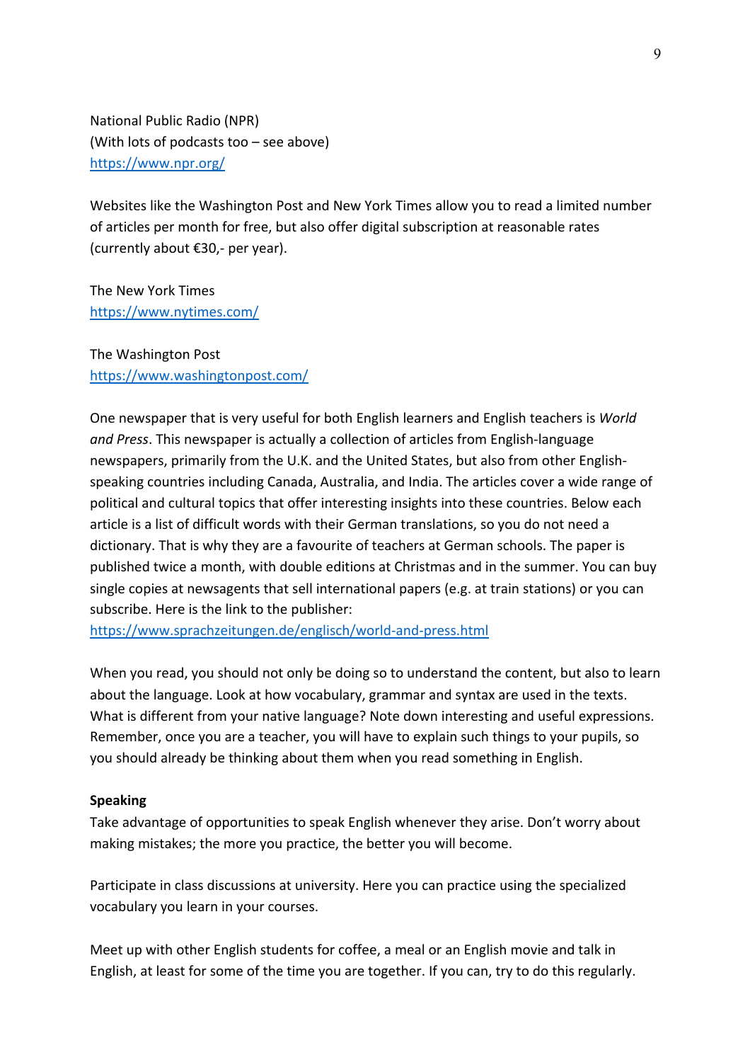National Public Radio (NPR)
(With lots of podcasts too – see above)
https://www.npr.org/

Websites like the Washington Post and New York Times allow you to read a limited number of articles per month for free, but also offer digital subscription at reasonable rates (currently about €30,- per year).

The New York Times
https://www.nytimes.com/

The Washington Post
https://www.washingtonpost.com/

One newspaper that is very useful for both English learners and English teachers is *World and Press*. This newspaper is actually a collection of articles from English-language newspapers, primarily from the U.K. and the United States, but also from other English-speaking countries including Canada, Australia, and India. The articles cover a wide range of political and cultural topics that offer interesting insights into these countries. Below each article is a list of difficult words with their German translations, so you do not need a dictionary. That is why they are a favourite of teachers at German schools. The paper is published twice a month, with double editions at Christmas and in the summer. You can buy single copies at newsagents that sell international papers (e.g. at train stations) or you can subscribe. Here is the link to the publisher:
https://www.sprachzeitungen.de/englisch/world-and-press.html

When you read, you should not only be doing so to understand the content, but also to learn about the language. Look at how vocabulary, grammar and syntax are used in the texts. What is different from your native language? Note down interesting and useful expressions. Remember, once you are a teacher, you will have to explain such things to your pupils, so you should already be thinking about them when you read something in English.

**Speaking**

Take advantage of opportunities to speak English whenever they arise. Don't worry about making mistakes; the more you practice, the better you will become.

Participate in class discussions at university. Here you can practice using the specialized vocabulary you learn in your courses.

Meet up with other English students for coffee, a meal or an English movie and talk in English, at least for some of the time you are together. If you can, try to do this regularly.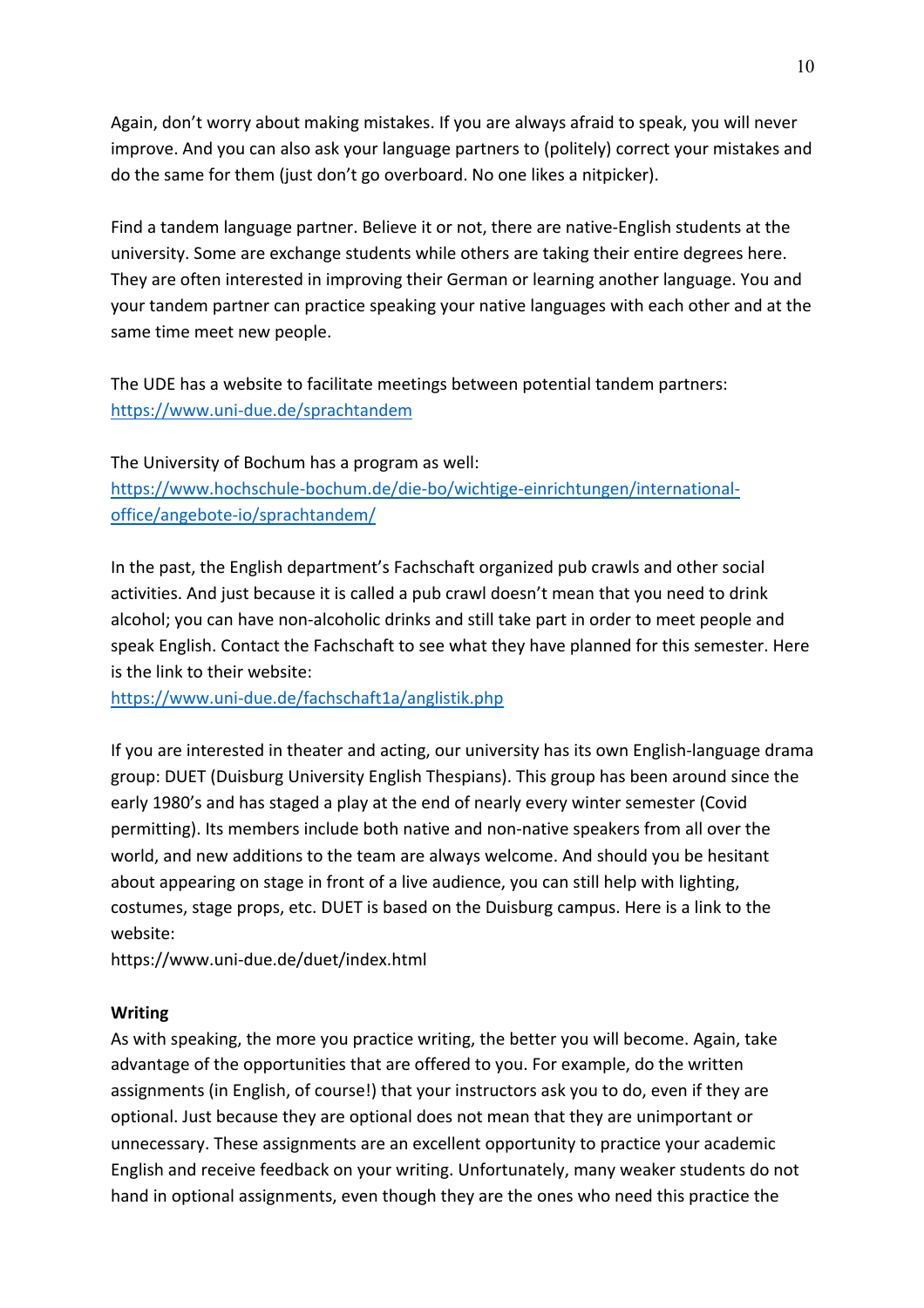Again, don't worry about making mistakes. If you are always afraid to speak, you will never improve. And you can also ask your language partners to (politely) correct your mistakes and do the same for them (just don't go overboard. No one likes a nitpicker).

Find a tandem language partner. Believe it or not, there are native-English students at the university. Some are exchange students while others are taking their entire degrees here. They are often interested in improving their German or learning another language. You and your tandem partner can practice speaking your native languages with each other and at the same time meet new people.

The UDE has a website to facilitate meetings between potential tandem partners: [https://www.uni-due.de/sprachtandem](https://www.uni-due.de/sprachtandem)

The University of Bochum has a program as well: [https://www.hochschule-bochum.de/die-bo/wichtige-einrichtungen/international-office/angebote-io/sprachtandem/](https://www.hochschule-bochum.de/die-bo/wichtige-einrichtungen/international-office/angebote-io/sprachtandem/)

In the past, the English department's Fachschaft organized pub crawls and other social activities. And just because it is called a pub crawl doesn't mean that you need to drink alcohol; you can have non-alcoholic drinks and still take part in order to meet people and speak English. Contact the Fachschaft to see what they have planned for this semester. Here is the link to their website:
[https://www.uni-due.de/fachschaft1a/anglistik.php](https://www.uni-due.de/fachschaft1a/anglistik.php)

If you are interested in theater and acting, our university has its own English-language drama group: DUET (Duisburg University English Thespians). This group has been around since the early 1980's and has staged a play at the end of nearly every winter semester (Covid permitting). Its members include both native and non-native speakers from all over the world, and new additions to the team are always welcome. And should you be hesitant about appearing on stage in front of a live audience, you can still help with lighting, costumes, stage props, etc. DUET is based on the Duisburg campus. Here is a link to the website:
https://www.uni-due.de/duet/index.html

**Writing**
As with speaking, the more you practice writing, the better you will become. Again, take advantage of the opportunities that are offered to you. For example, do the written assignments (in English, of course!) that your instructors ask you to do, even if they are optional. Just because they are optional does not mean that they are unimportant or unnecessary. These assignments are an excellent opportunity to practice your academic English and receive feedback on your writing. Unfortunately, many weaker students do not hand in optional assignments, even though they are the ones who need this practice the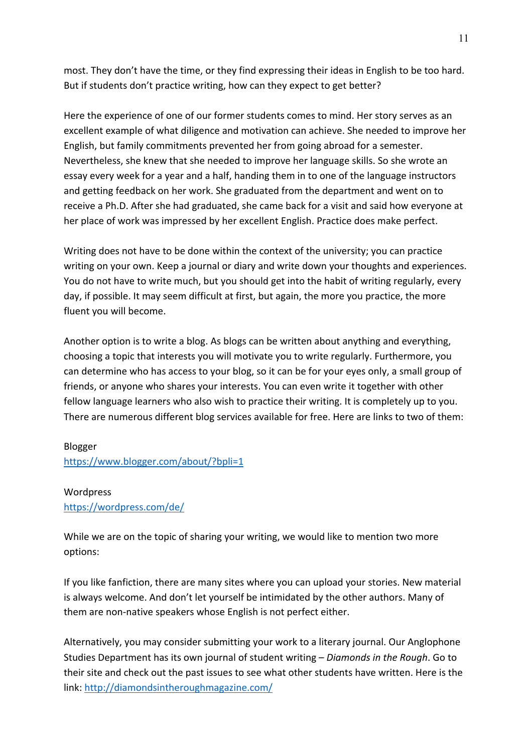most. They don't have the time, or they find expressing their ideas in English to be too hard. But if students don't practice writing, how can they expect to get better?

Here the experience of one of our former students comes to mind. Her story serves as an excellent example of what diligence and motivation can achieve. She needed to improve her English, but family commitments prevented her from going abroad for a semester. Nevertheless, she knew that she needed to improve her language skills. So she wrote an essay every week for a year and a half, handing them in to one of the language instructors and getting feedback on her work. She graduated from the department and went on to receive a Ph.D. After she had graduated, she came back for a visit and said how everyone at her place of work was impressed by her excellent English. Practice does make perfect.

Writing does not have to be done within the context of the university; you can practice writing on your own. Keep a journal or diary and write down your thoughts and experiences. You do not have to write much, but you should get into the habit of writing regularly, every day, if possible. It may seem difficult at first, but again, the more you practice, the more fluent you will become.

Another option is to write a blog. As blogs can be written about anything and everything, choosing a topic that interests you will motivate you to write regularly. Furthermore, you can determine who has access to your blog, so it can be for your eyes only, a small group of friends, or anyone who shares your interests. You can even write it together with other fellow language learners who also wish to practice their writing. It is completely up to you. There are numerous different blog services available for free. Here are links to two of them:

Blogger
https://www.blogger.com/about/?bpli=1

Wordpress
https://wordpress.com/de/

While we are on the topic of sharing your writing, we would like to mention two more options:

If you like fanfiction, there are many sites where you can upload your stories. New material is always welcome. And don't let yourself be intimidated by the other authors. Many of them are non-native speakers whose English is not perfect either.

Alternatively, you may consider submitting your work to a literary journal. Our Anglophone Studies Department has its own journal of student writing – *Diamonds in the Rough*. Go to their site and check out the past issues to see what other students have written. Here is the link: http://diamondsintheroughmagazine.com/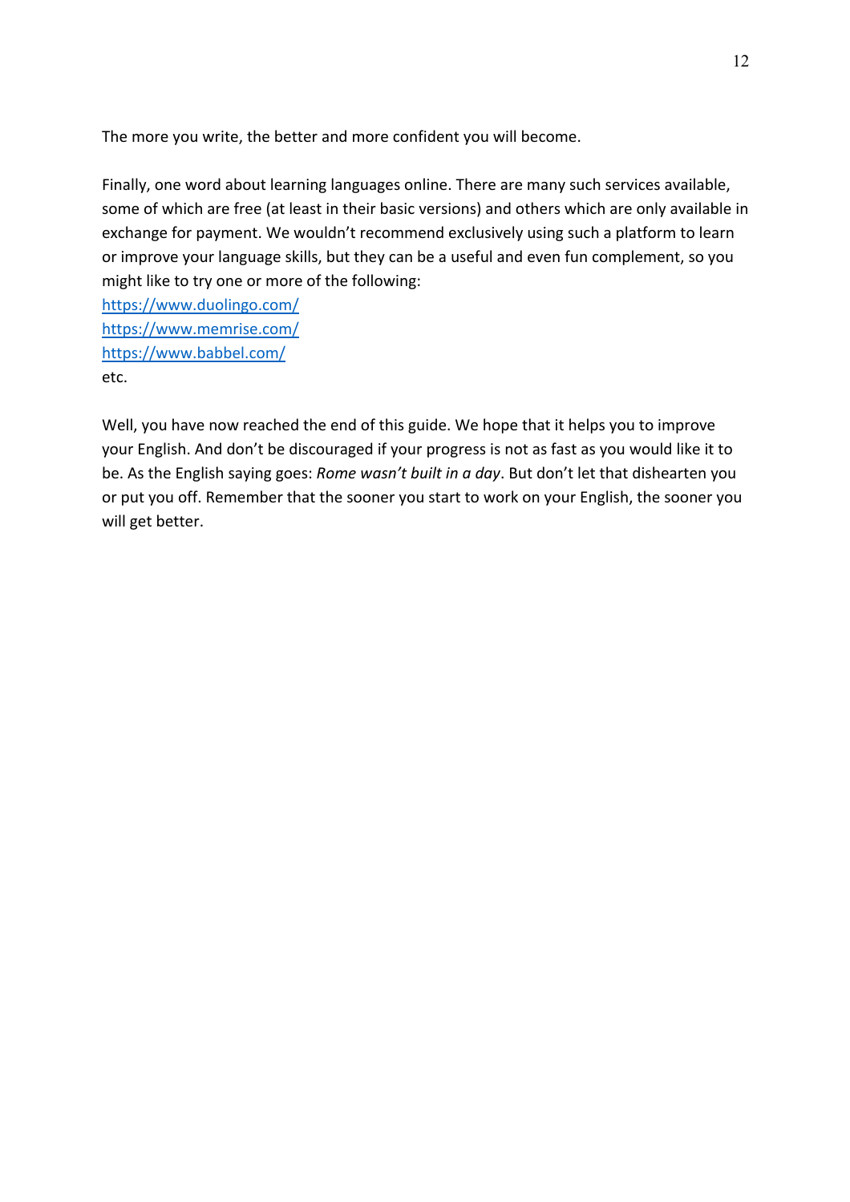The more you write, the better and more confident you will become.

Finally, one word about learning languages online. There are many such services available, some of which are free (at least in their basic versions) and others which are only available in exchange for payment. We wouldn't recommend exclusively using such a platform to learn or improve your language skills, but they can be a useful and even fun complement, so you might like to try one or more of the following:
https://www.duolingo.com/
https://www.memrise.com/
https://www.babbel.com/
etc.

Well, you have now reached the end of this guide. We hope that it helps you to improve your English. And don't be discouraged if your progress is not as fast as you would like it to be. As the English saying goes: *Rome wasn't built in a day*. But don't let that dishearten you or put you off. Remember that the sooner you start to work on your English, the sooner you will get better.